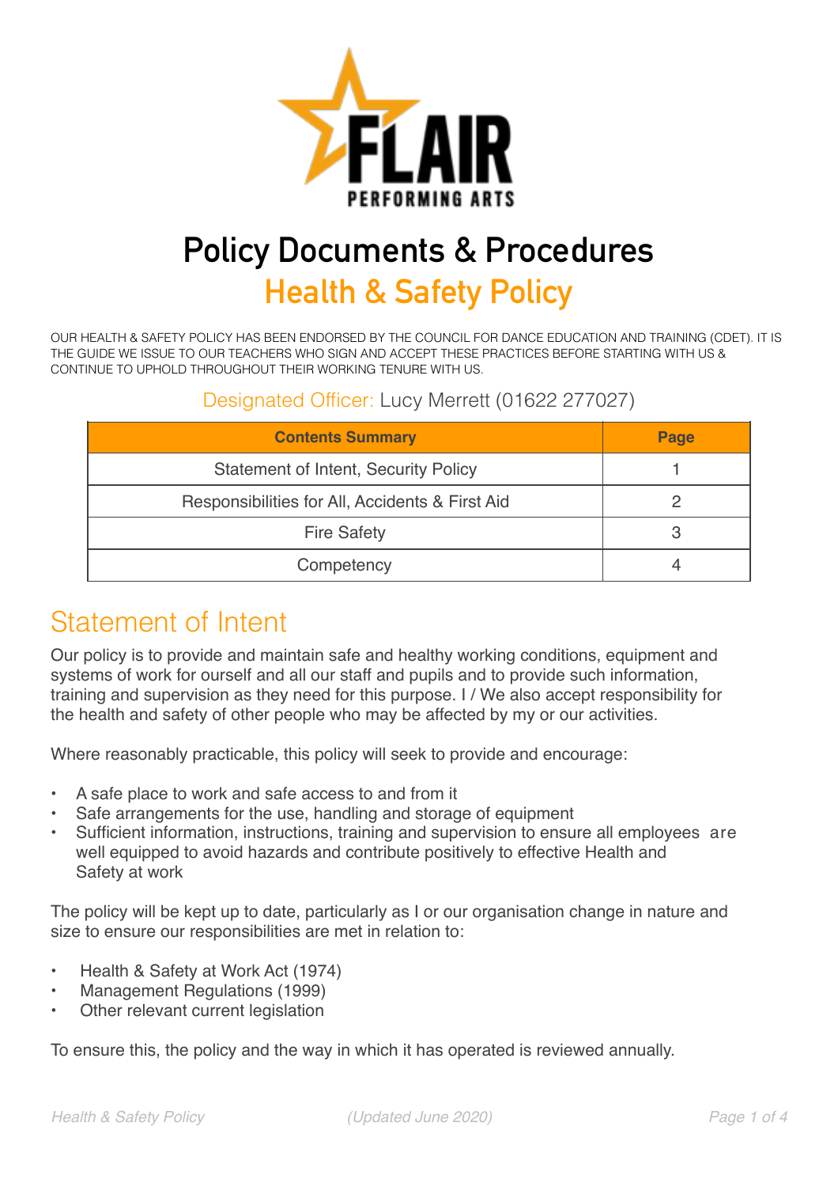# Policy Documents & Procedures

## Health & Safety Policy

OUR HEALTH & SAFETY POLICY HAS BEEN ENDORSED BY THE COUNCIL FOR DANCE EDUCATION AND TRAINING (CDET). IT IS THE GUIDE WE ISSUE TO OUR TEACHERS WHO SIGN AND ACCEPT THESE PRACTICES BEFORE STARTING WITH US & CONTINUE TO UPHOLD THROUGHOUT THEIR WORKING TENURE WITH US.

Designated Officer: Lucy Merrett (01622 277027)

| Contents Summary | Page |
|---|---|
| Statement of Intent, Security Policy | 1 |
| Responsibilities for All, Accidents & First Aid | 2 |
| Fire Safety | 3 |
| Competency | 4 |

## Statement of Intent

Our policy is to provide and maintain safe and healthy working conditions, equipment and systems of work for ourself and all our staff and pupils and to provide such information, training and supervision as they need for this purpose. I / We also accept responsibility for the health and safety of other people who may be affected by my or our activities.

Where reasonably practicable, this policy will seek to provide and encourage:

- A safe place to work and safe access to and from it
- Safe arrangements for the use, handling and storage of equipment
- Sufficient information, instructions, training and supervision to ensure all employees are well equipped to avoid hazards and contribute positively to effective Health and Safety at work

The policy will be kept up to date, particularly as I or our organisation change in nature and size to ensure our responsibilities are met in relation to:

- Health & Safety at Work Act (1974)
- Management Regulations (1999)
- Other relevant current legislation

To ensure this, the policy and the way in which it has operated is reviewed annually.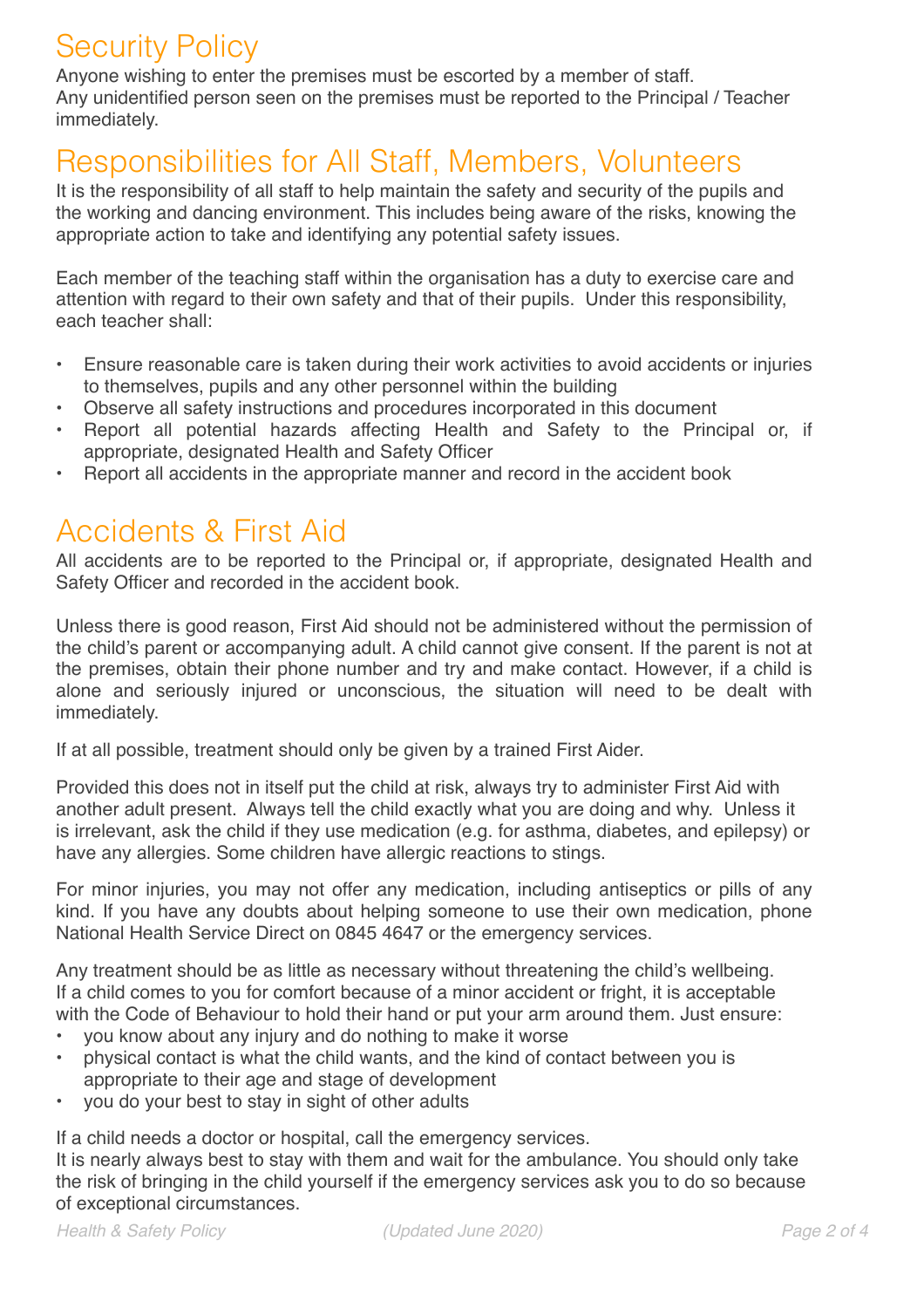## Security Policy

Anyone wishing to enter the premises must be escorted by a member of staff.
Any unidentified person seen on the premises must be reported to the Principal / Teacher immediately.

## Responsibilities for All Staff, Members, Volunteers

It is the responsibility of all staff to help maintain the safety and security of the pupils and the working and dancing environment. This includes being aware of the risks, knowing the appropriate action to take and identifying any potential safety issues.

Each member of the teaching staff within the organisation has a duty to exercise care and attention with regard to their own safety and that of their pupils. Under this responsibility, each teacher shall:

- Ensure reasonable care is taken during their work activities to avoid accidents or injuries to themselves, pupils and any other personnel within the building
- Observe all safety instructions and procedures incorporated in this document
- Report all potential hazards affecting Health and Safety to the Principal or, if appropriate, designated Health and Safety Officer
- Report all accidents in the appropriate manner and record in the accident book

## Accidents & First Aid

All accidents are to be reported to the Principal or, if appropriate, designated Health and Safety Officer and recorded in the accident book.

Unless there is good reason, First Aid should not be administered without the permission of the child's parent or accompanying adult. A child cannot give consent. If the parent is not at the premises, obtain their phone number and try and make contact. However, if a child is alone and seriously injured or unconscious, the situation will need to be dealt with immediately.

If at all possible, treatment should only be given by a trained First Aider.

Provided this does not in itself put the child at risk, always try to administer First Aid with another adult present. Always tell the child exactly what you are doing and why. Unless it is irrelevant, ask the child if they use medication (e.g. for asthma, diabetes, and epilepsy) or have any allergies. Some children have allergic reactions to stings.

For minor injuries, you may not offer any medication, including antiseptics or pills of any kind. If you have any doubts about helping someone to use their own medication, phone National Health Service Direct on 0845 4647 or the emergency services.

Any treatment should be as little as necessary without threatening the child's wellbeing.
If a child comes to you for comfort because of a minor accident or fright, it is acceptable with the Code of Behaviour to hold their hand or put your arm around them. Just ensure:

- you know about any injury and do nothing to make it worse
- physical contact is what the child wants, and the kind of contact between you is appropriate to their age and stage of development
- you do your best to stay in sight of other adults

If a child needs a doctor or hospital, call the emergency services.
It is nearly always best to stay with them and wait for the ambulance. You should only take the risk of bringing in the child yourself if the emergency services ask you to do so because of exceptional circumstances.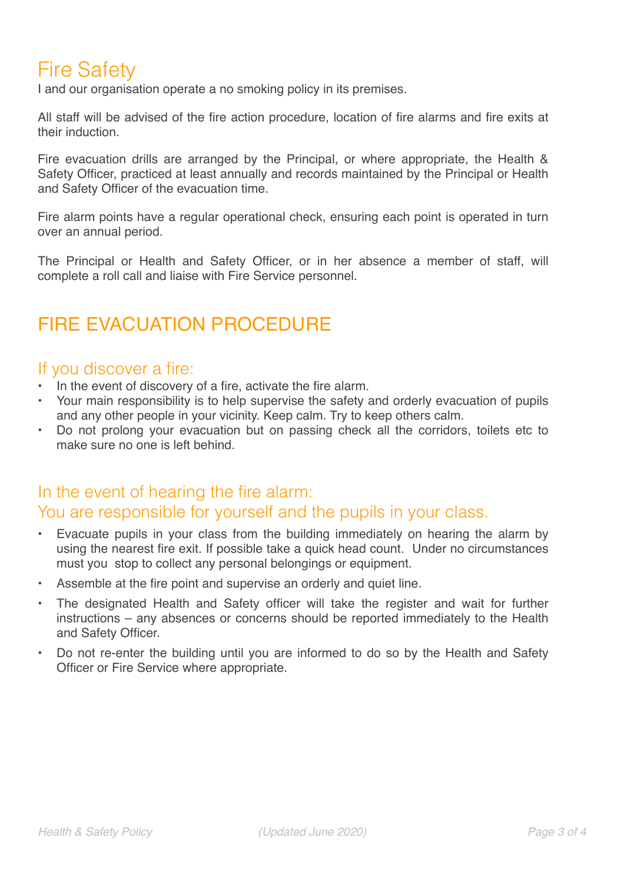## Fire Safety

I and our organisation operate a no smoking policy in its premises.

All staff will be advised of the fire action procedure, location of fire alarms and fire exits at their induction.

Fire evacuation drills are arranged by the Principal, or where appropriate, the Health & Safety Officer, practiced at least annually and records maintained by the Principal or Health and Safety Officer of the evacuation time.

Fire alarm points have a regular operational check, ensuring each point is operated in turn over an annual period.

The Principal or Health and Safety Officer, or in her absence a member of staff, will complete a roll call and liaise with Fire Service personnel.

## FIRE EVACUATION PROCEDURE

### If you discover a fire:

- In the event of discovery of a fire, activate the fire alarm.
- Your main responsibility is to help supervise the safety and orderly evacuation of pupils and any other people in your vicinity. Keep calm. Try to keep others calm.
- Do not prolong your evacuation but on passing check all the corridors, toilets etc to make sure no one is left behind.

### In the event of hearing the fire alarm: You are responsible for yourself and the pupils in your class.

- Evacuate pupils in your class from the building immediately on hearing the alarm by using the nearest fire exit. If possible take a quick head count. Under no circumstances must you stop to collect any personal belongings or equipment.
- Assemble at the fire point and supervise an orderly and quiet line.
- The designated Health and Safety officer will take the register and wait for further instructions – any absences or concerns should be reported immediately to the Health and Safety Officer.
- Do not re-enter the building until you are informed to do so by the Health and Safety Officer or Fire Service where appropriate.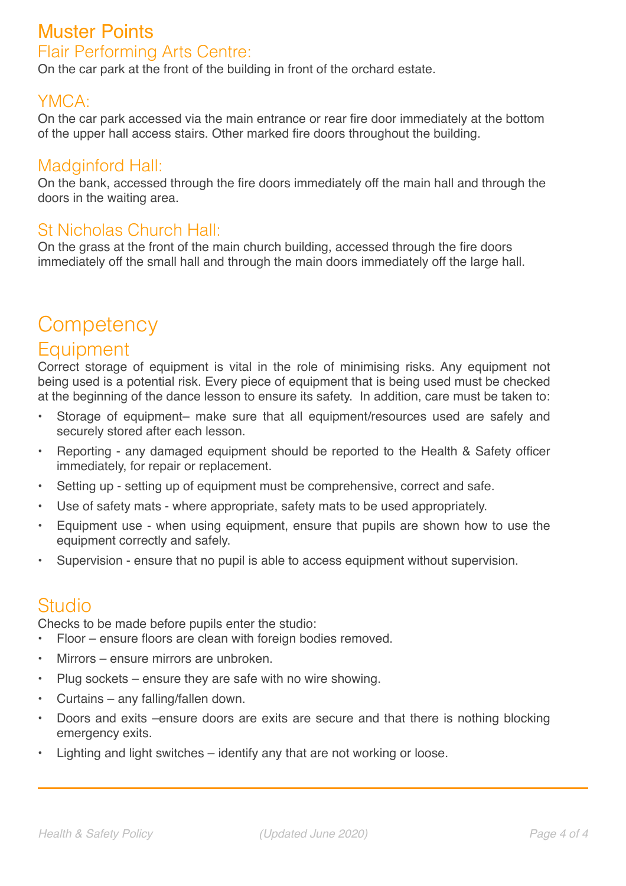# Muster Points

## Flair Performing Arts Centre:

On the car park at the front of the building in front of the orchard estate.

## YMCA:

On the car park accessed via the main entrance or rear fire door immediately at the bottom of the upper hall access stairs. Other marked fire doors throughout the building.

## Madginford Hall:

On the bank, accessed through the fire doors immediately off the main hall and through the doors in the waiting area.

## St Nicholas Church Hall:

On the grass at the front of the main church building, accessed through the fire doors immediately off the small hall and through the main doors immediately off the large hall.

# Competency

## Equipment

Correct storage of equipment is vital in the role of minimising risks. Any equipment not being used is a potential risk. Every piece of equipment that is being used must be checked at the beginning of the dance lesson to ensure its safety. In addition, care must be taken to:

- Storage of equipment– make sure that all equipment/resources used are safely and securely stored after each lesson.
- Reporting - any damaged equipment should be reported to the Health & Safety officer immediately, for repair or replacement.
- Setting up - setting up of equipment must be comprehensive, correct and safe.
- Use of safety mats - where appropriate, safety mats to be used appropriately.
- Equipment use - when using equipment, ensure that pupils are shown how to use the equipment correctly and safely.
- Supervision - ensure that no pupil is able to access equipment without supervision.

## Studio

Checks to be made before pupils enter the studio:

- Floor – ensure floors are clean with foreign bodies removed.
- Mirrors – ensure mirrors are unbroken.
- Plug sockets – ensure they are safe with no wire showing.
- Curtains – any falling/fallen down.
- Doors and exits –ensure doors are exits are secure and that there is nothing blocking emergency exits.
- Lighting and light switches – identify any that are not working or loose.